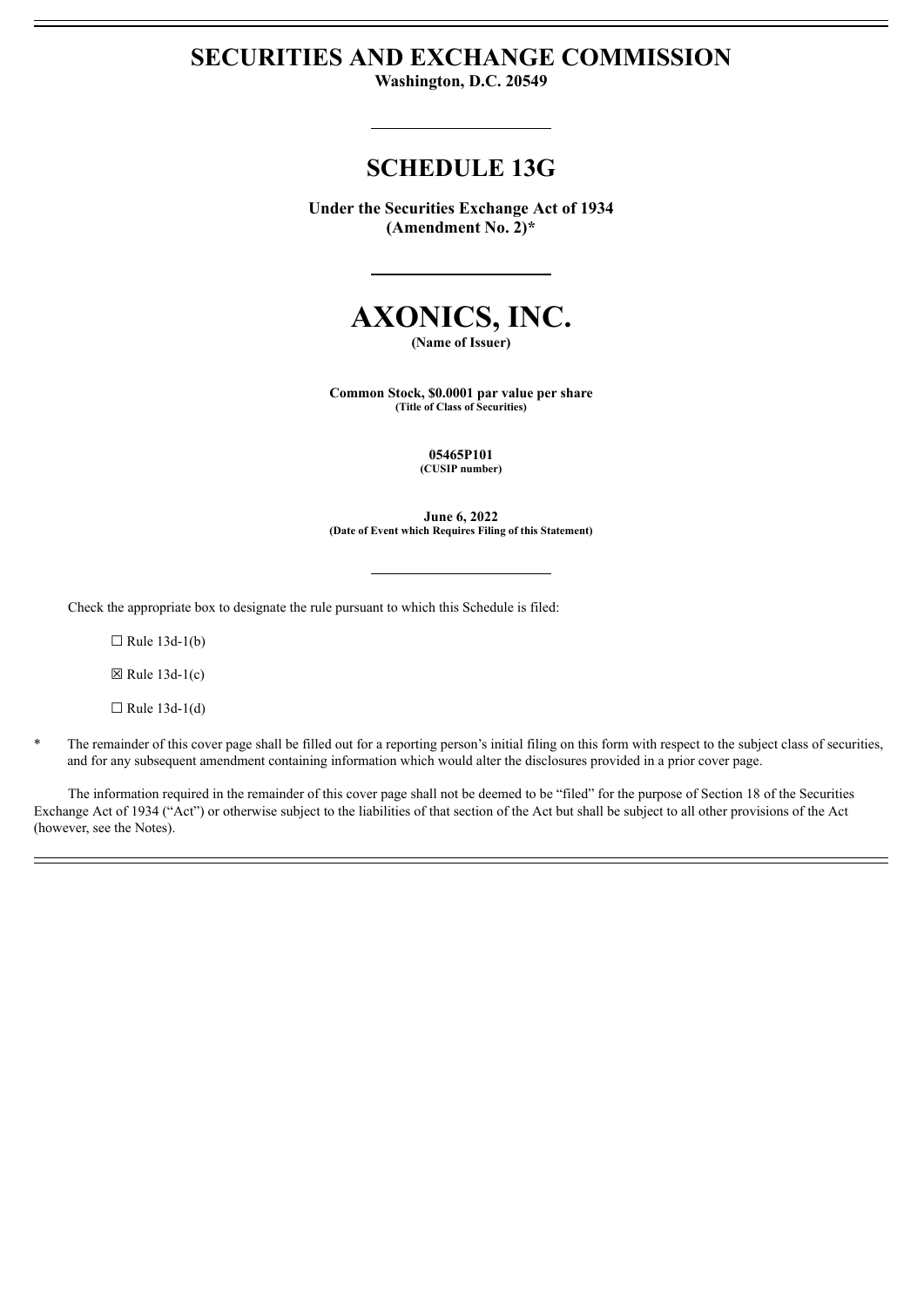# SECURITIES AND EXCHANGE COMMISSION

**Washington, D.C. 20549**

## SCHEDULE 13G

**Under the Securities Exchange Act of 1934**
**(Amendment No. 2)***

# AXONICS, INC.

**(Name of Issuer)**

**Common Stock, $0.0001 par value per share**
**(Title of Class of Securities)**

**05465P101**
**(CUSIP number)**

**June 6, 2022**
**(Date of Event which Requires Filing of this Statement)**

Check the appropriate box to designate the rule pursuant to which this Schedule is filed:

☐ Rule 13d-1(b)

☒ Rule 13d-1(c)

☐ Rule 13d-1(d)

\* The remainder of this cover page shall be filled out for a reporting person's initial filing on this form with respect to the subject class of securities, and for any subsequent amendment containing information which would alter the disclosures provided in a prior cover page.

The information required in the remainder of this cover page shall not be deemed to be "filed" for the purpose of Section 18 of the Securities Exchange Act of 1934 ("Act") or otherwise subject to the liabilities of that section of the Act but shall be subject to all other provisions of the Act (however, see the Notes).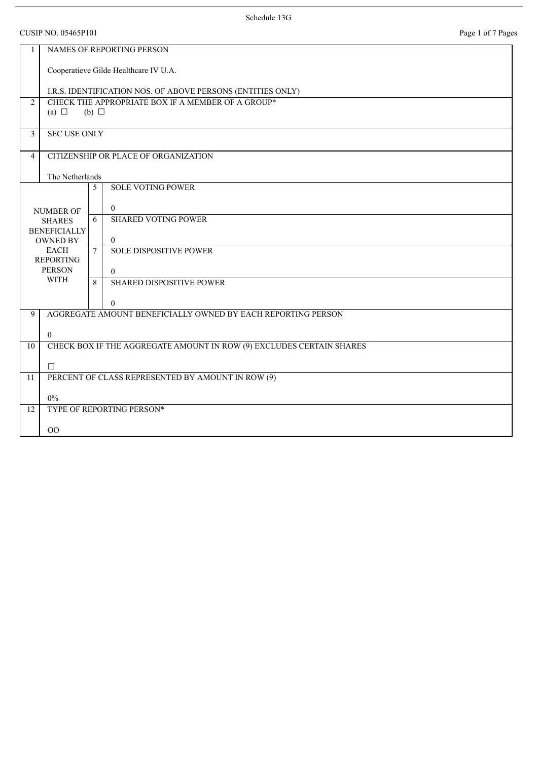Schedule 13G

CUSIP NO. 05465P101

| 1 | NAMES OF REPORTING PERSON<br><br>Cooperatieve Gilde Healthcare IV U.A.<br><br>I.R.S. IDENTIFICATION NOS. OF ABOVE PERSONS (ENTITIES ONLY) | |
|---|---|---|
| 2 | CHECK THE APPROPRIATE BOX IF A MEMBER OF A GROUP*<br>(a) ☐ (b) ☐ | |
| 3 | SEC USE ONLY | |
| 4 | CITIZENSHIP OR PLACE OF ORGANIZATION<br><br>The Netherlands | |
| NUMBER OF SHARES BENEFICIALLY OWNED BY EACH REPORTING PERSON WITH | 5 | SOLE VOTING POWER<br><br>0 |
| | 6 | SHARED VOTING POWER<br><br>0 |
| | 7 | SOLE DISPOSITIVE POWER<br><br>0 |
| | 8 | SHARED DISPOSITIVE POWER<br><br>0 |
| 9 | AGGREGATE AMOUNT BENEFICIALLY OWNED BY EACH REPORTING PERSON<br><br>0 | |
| 10 | CHECK BOX IF THE AGGREGATE AMOUNT IN ROW (9) EXCLUDES CERTAIN SHARES<br><br>☐ | |
| 11 | PERCENT OF CLASS REPRESENTED BY AMOUNT IN ROW (9)<br><br>0% | |
| 12 | TYPE OF REPORTING PERSON*<br><br>OO | |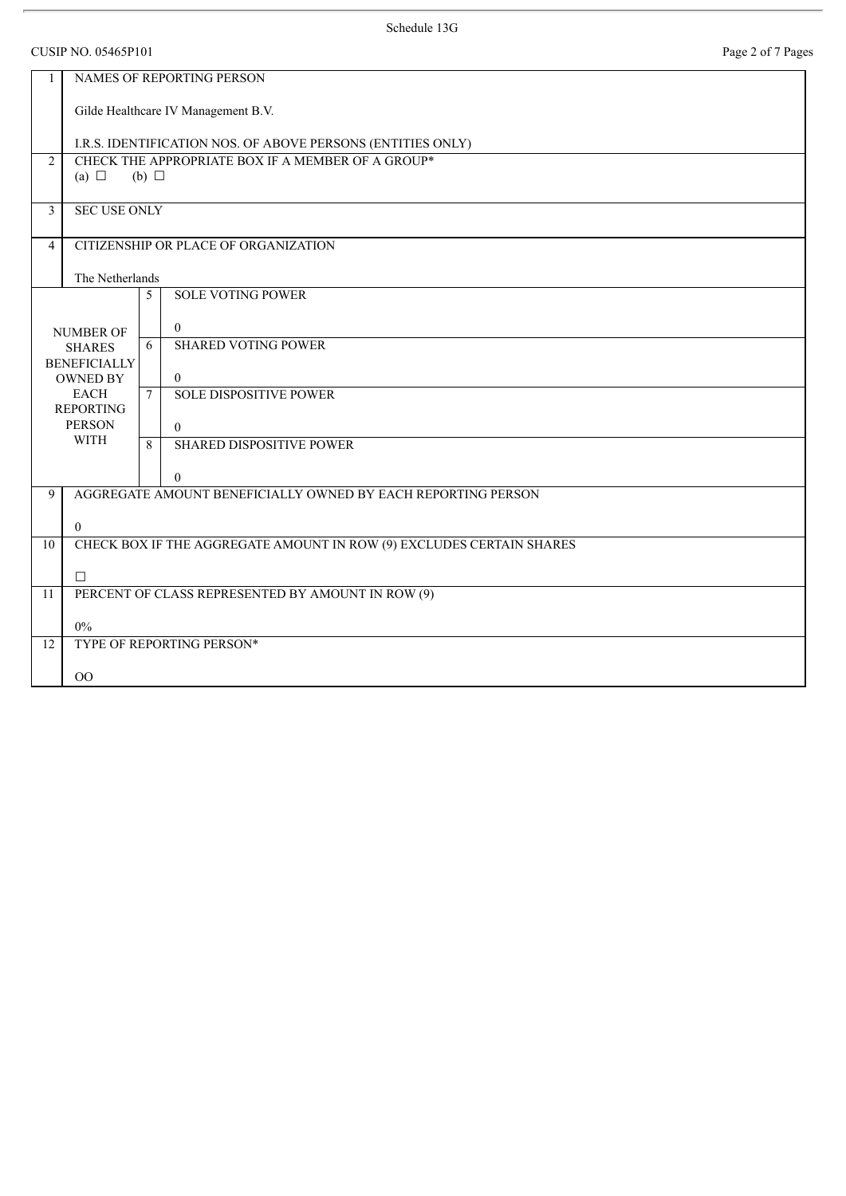Schedule 13G

CUSIP NO. 05465P101

| | | | |
|---|---|---|---|
| 1 | NAMES OF REPORTING PERSON<br><br>Gilde Healthcare IV Management B.V.<br><br>I.R.S. IDENTIFICATION NOS. OF ABOVE PERSONS (ENTITIES ONLY) | | |
| 2 | CHECK THE APPROPRIATE BOX IF A MEMBER OF A GROUP*<br>(a) ☐ (b) ☐ | | |
| 3 | SEC USE ONLY | | |
| 4 | CITIZENSHIP OR PLACE OF ORGANIZATION<br><br>The Netherlands | | |
| NUMBER OF SHARES BENEFICIALLY OWNED BY EACH REPORTING PERSON WITH | | 5 | SOLE VOTING POWER<br><br>0 |
| | | 6 | SHARED VOTING POWER<br><br>0 |
| | | 7 | SOLE DISPOSITIVE POWER<br><br>0 |
| | | 8 | SHARED DISPOSITIVE POWER<br><br>0 |
| 9 | AGGREGATE AMOUNT BENEFICIALLY OWNED BY EACH REPORTING PERSON<br><br>0 | | |
| 10 | CHECK BOX IF THE AGGREGATE AMOUNT IN ROW (9) EXCLUDES CERTAIN SHARES<br><br>☐ | | |
| 11 | PERCENT OF CLASS REPRESENTED BY AMOUNT IN ROW (9)<br><br>0% | | |
| 12 | TYPE OF REPORTING PERSON*<br><br>OO | | |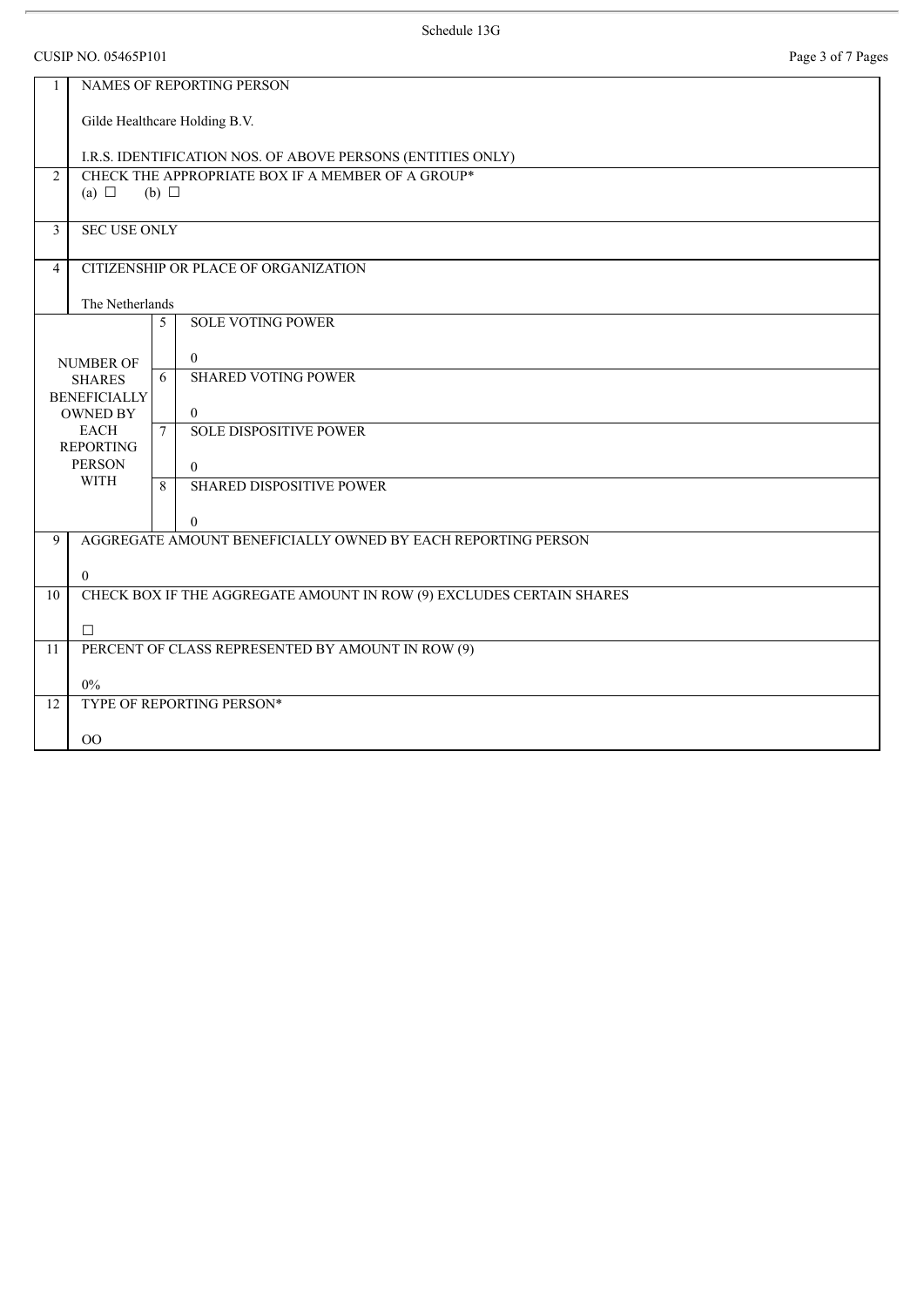Schedule 13G

CUSIP NO. 05465P101

| 1 | NAMES OF REPORTING PERSON<br><br>Gilde Healthcare Holding B.V.<br><br>I.R.S. IDENTIFICATION NOS. OF ABOVE PERSONS (ENTITIES ONLY) | |
|---|---|---|
| 2 | CHECK THE APPROPRIATE BOX IF A MEMBER OF A GROUP*<br>(a) ☐ (b) ☐ | |
| 3 | SEC USE ONLY | |
| 4 | CITIZENSHIP OR PLACE OF ORGANIZATION<br><br>The Netherlands | |
| NUMBER OF SHARES BENEFICIALLY OWNED BY EACH REPORTING PERSON WITH | 5 | SOLE VOTING POWER<br><br>0 |
| | 6 | SHARED VOTING POWER<br><br>0 |
| | 7 | SOLE DISPOSITIVE POWER<br><br>0 |
| | 8 | SHARED DISPOSITIVE POWER<br><br>0 |
| 9 | AGGREGATE AMOUNT BENEFICIALLY OWNED BY EACH REPORTING PERSON<br><br>0 | |
| 10 | CHECK BOX IF THE AGGREGATE AMOUNT IN ROW (9) EXCLUDES CERTAIN SHARES<br><br>☐ | |
| 11 | PERCENT OF CLASS REPRESENTED BY AMOUNT IN ROW (9)<br><br>0% | |
| 12 | TYPE OF REPORTING PERSON*<br><br>OO | |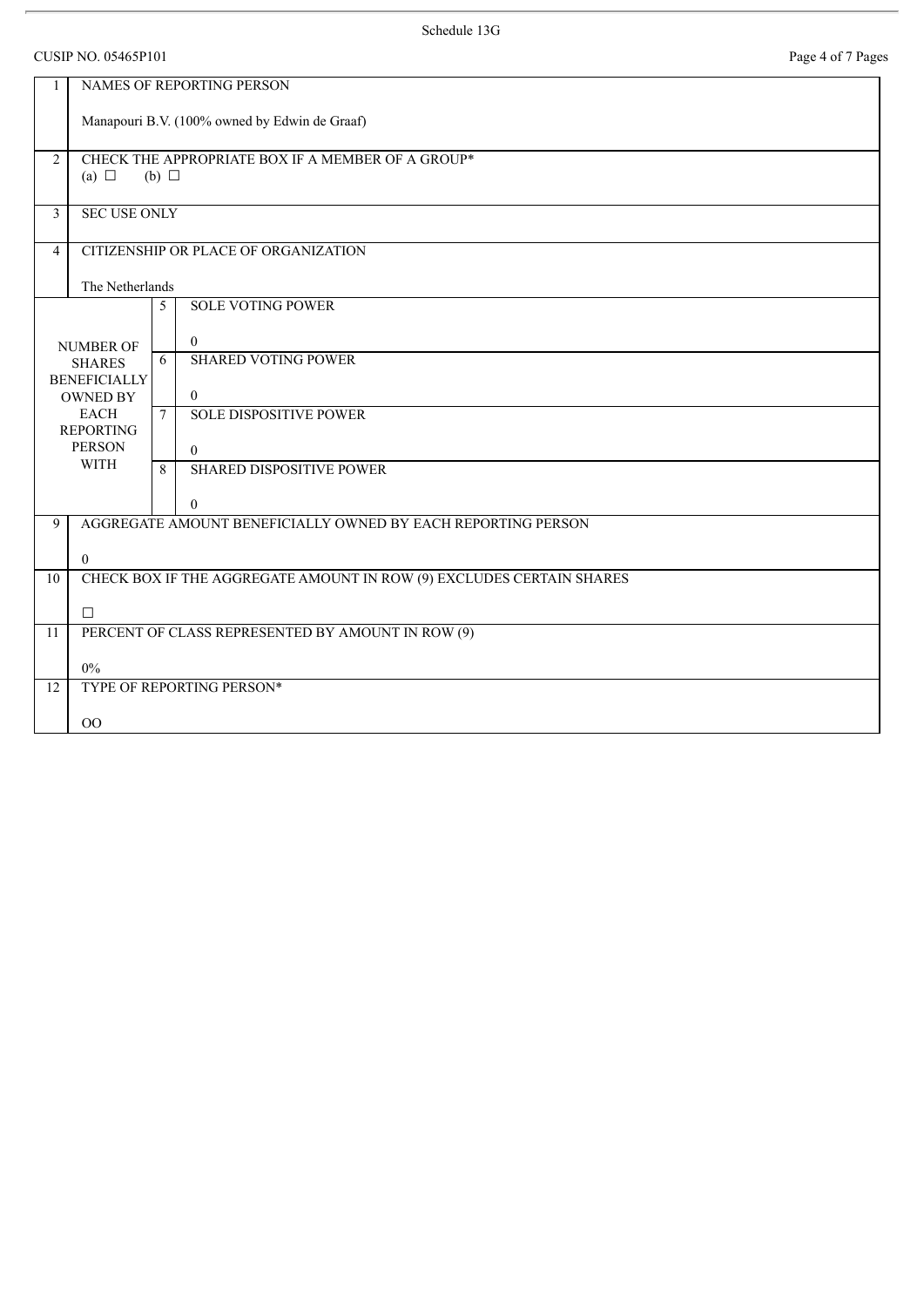Schedule 13G

CUSIP NO. 05465P101

| | | | |
|---|---|---|---|
| 1 | NAMES OF REPORTING PERSON<br><br>Manapouri B.V. (100% owned by Edwin de Graaf) | | |
| 2 | CHECK THE APPROPRIATE BOX IF A MEMBER OF A GROUP*<br>(a) ☐ (b) ☐ | | |
| 3 | SEC USE ONLY | | |
| 4 | CITIZENSHIP OR PLACE OF ORGANIZATION<br><br>The Netherlands | | |
| NUMBER OF SHARES BENEFICIALLY OWNED BY EACH REPORTING PERSON WITH | | 5 | SOLE VOTING POWER<br><br>0 |
| | | 6 | SHARED VOTING POWER<br><br>0 |
| | | 7 | SOLE DISPOSITIVE POWER<br><br>0 |
| | | 8 | SHARED DISPOSITIVE POWER<br><br>0 |
| 9 | AGGREGATE AMOUNT BENEFICIALLY OWNED BY EACH REPORTING PERSON<br><br>0 | | |
| 10 | CHECK BOX IF THE AGGREGATE AMOUNT IN ROW (9) EXCLUDES CERTAIN SHARES<br><br>☐ | | |
| 11 | PERCENT OF CLASS REPRESENTED BY AMOUNT IN ROW (9)<br><br>0% | | |
| 12 | TYPE OF REPORTING PERSON*<br><br>OO | | |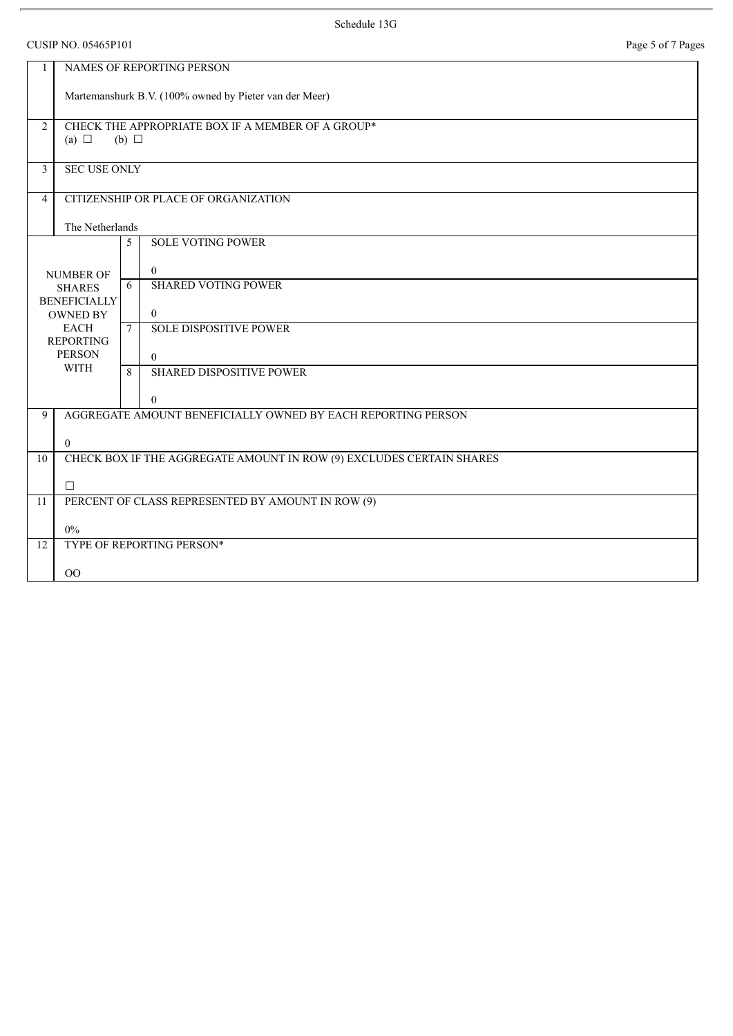Schedule 13G

CUSIP NO. 05465P101

| | |
|---|---|
| 1 | NAMES OF REPORTING PERSON<br><br>Martemanshurk B.V. (100% owned by Pieter van der Meer) |
| 2 | CHECK THE APPROPRIATE BOX IF A MEMBER OF A GROUP*<br>(a) ☐ (b) ☐ |
| 3 | SEC USE ONLY |
| 4 | CITIZENSHIP OR PLACE OF ORGANIZATION<br><br>The Netherlands |

| NUMBER OF SHARES BENEFICIALLY OWNED BY EACH REPORTING PERSON WITH | | |
|---|---|---|
| | 5 | SOLE VOTING POWER<br><br>0 |
| | 6 | SHARED VOTING POWER<br><br>0 |
| | 7 | SOLE DISPOSITIVE POWER<br><br>0 |
| | 8 | SHARED DISPOSITIVE POWER<br><br>0 |

| | |
|---|---|
| 9 | AGGREGATE AMOUNT BENEFICIALLY OWNED BY EACH REPORTING PERSON<br><br>0 |
| 10 | CHECK BOX IF THE AGGREGATE AMOUNT IN ROW (9) EXCLUDES CERTAIN SHARES<br><br>☐ |
| 11 | PERCENT OF CLASS REPRESENTED BY AMOUNT IN ROW (9)<br><br>0% |
| 12 | TYPE OF REPORTING PERSON*<br><br>OO |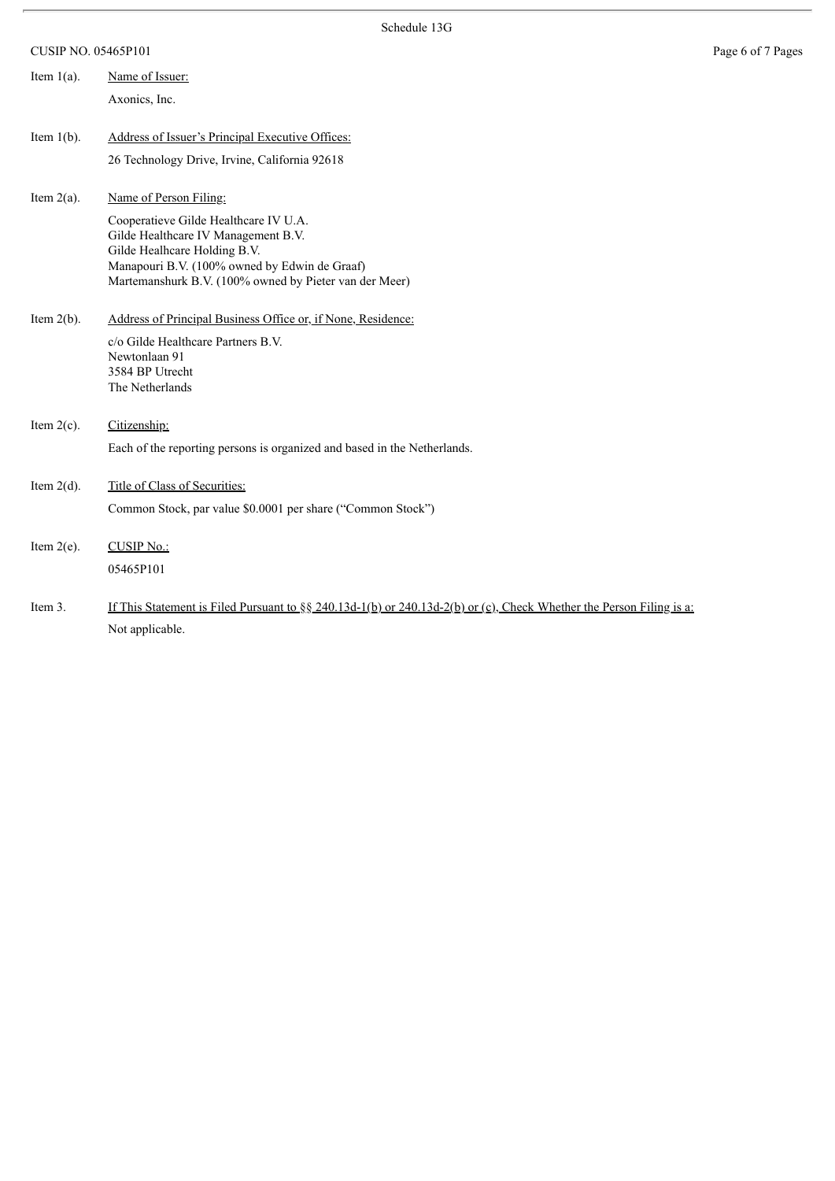CUSIP NO. 05465P101

Item 1(a). Name of Issuer:

Axonics, Inc.

Item 1(b). Address of Issuer's Principal Executive Offices:

26 Technology Drive, Irvine, California 92618

Item 2(a). Name of Person Filing:

Cooperatieve Gilde Healthcare IV U.A.
Gilde Healthcare IV Management B.V.
Gilde Healhcare Holding B.V.
Manapouri B.V. (100% owned by Edwin de Graaf)
Martemanshurk B.V. (100% owned by Pieter van der Meer)

Item 2(b). Address of Principal Business Office or, if None, Residence:

c/o Gilde Healthcare Partners B.V.
Newtonlaan 91
3584 BP Utrecht
The Netherlands

Item 2(c). Citizenship:

Each of the reporting persons is organized and based in the Netherlands.

Item 2(d). Title of Class of Securities:

Common Stock, par value $0.0001 per share ("Common Stock")

Item 2(e). CUSIP No.:

05465P101

Item 3. If This Statement is Filed Pursuant to §§ 240.13d-1(b) or 240.13d-2(b) or (c), Check Whether the Person Filing is a:

Not applicable.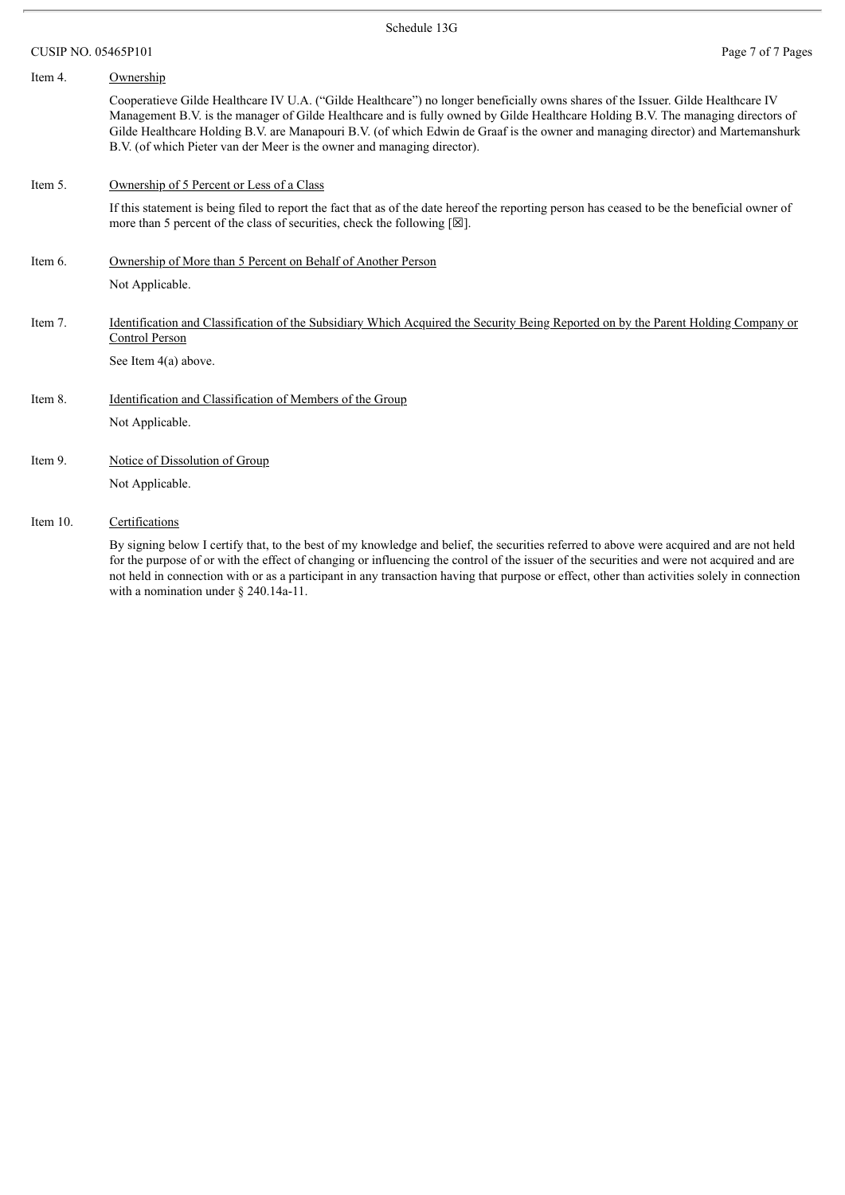Item 4. <u>Ownership</u>

Cooperatieve Gilde Healthcare IV U.A. ("Gilde Healthcare") no longer beneficially owns shares of the Issuer. Gilde Healthcare IV Management B.V. is the manager of Gilde Healthcare and is fully owned by Gilde Healthcare Holding B.V. The managing directors of Gilde Healthcare Holding B.V. are Manapouri B.V. (of which Edwin de Graaf is the owner and managing director) and Martemanshurk B.V. (of which Pieter van der Meer is the owner and managing director).

Item 5. <u>Ownership of 5 Percent or Less of a Class</u>

If this statement is being filed to report the fact that as of the date hereof the reporting person has ceased to be the beneficial owner of more than 5 percent of the class of securities, check the following [☒].

Item 6. <u>Ownership of More than 5 Percent on Behalf of Another Person</u>

Not Applicable.

Item 7. <u>Identification and Classification of the Subsidiary Which Acquired the Security Being Reported on by the Parent Holding Company or Control Person</u>

See Item 4(a) above.

Item 8. <u>Identification and Classification of Members of the Group</u>

Not Applicable.

Item 9. <u>Notice of Dissolution of Group</u>

Not Applicable.

Item 10. <u>Certifications</u>

By signing below I certify that, to the best of my knowledge and belief, the securities referred to above were acquired and are not held for the purpose of or with the effect of changing or influencing the control of the issuer of the securities and were not acquired and are not held in connection with or as a participant in any transaction having that purpose or effect, other than activities solely in connection with a nomination under § 240.14a-11.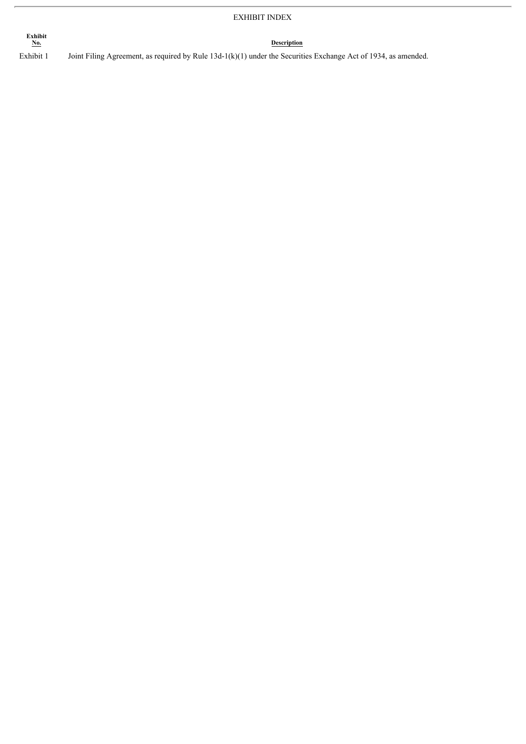# EXHIBIT INDEX

| Exhibit No. | Description |
| --- | --- |
| Exhibit 1 | Joint Filing Agreement, as required by Rule 13d-1(k)(1) under the Securities Exchange Act of 1934, as amended. |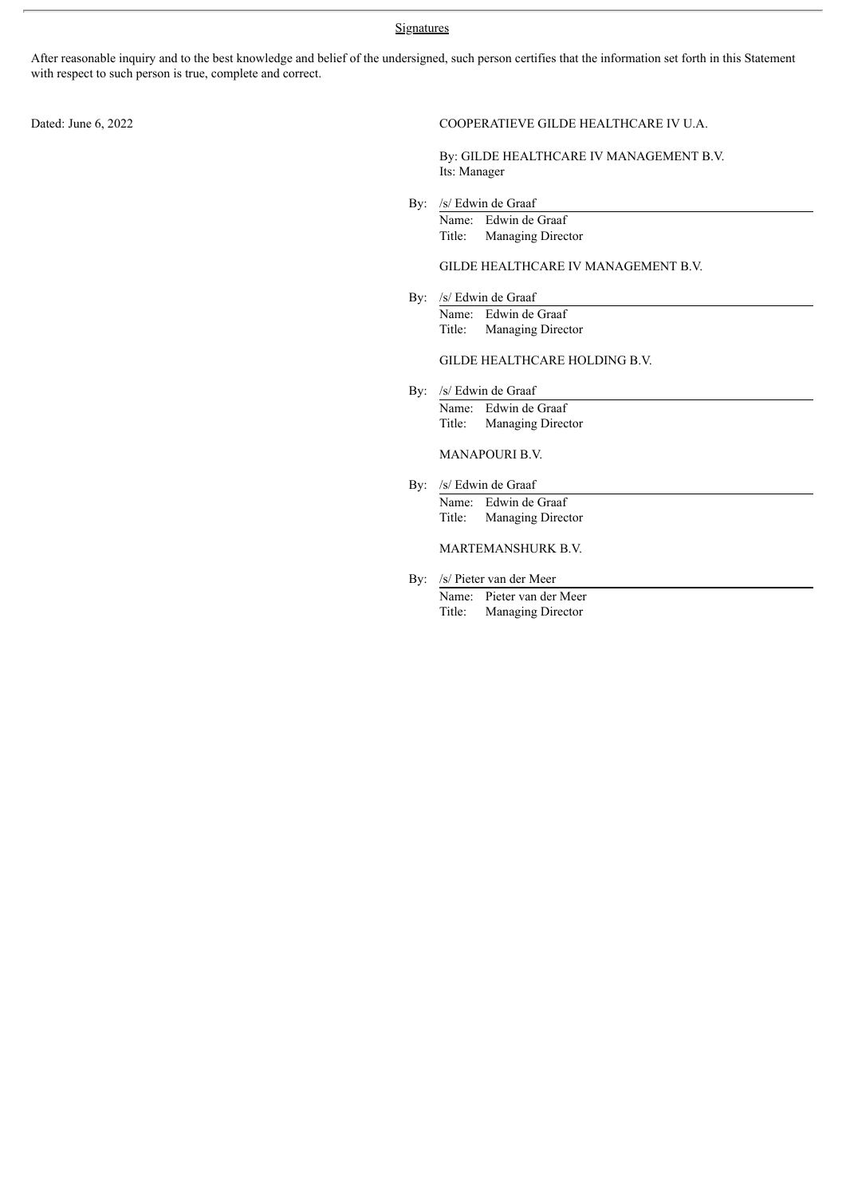Signatures

After reasonable inquiry and to the best knowledge and belief of the undersigned, such person certifies that the information set forth in this Statement with respect to such person is true, complete and correct.

Dated: June 6, 2022

COOPERATIEVE GILDE HEALTHCARE IV U.A.

By: GILDE HEALTHCARE IV MANAGEMENT B.V.
Its: Manager

By: /s/ Edwin de Graaf
Name: Edwin de Graaf
Title: Managing Director

GILDE HEALTHCARE IV MANAGEMENT B.V.

By: /s/ Edwin de Graaf
Name: Edwin de Graaf
Title: Managing Director

GILDE HEALTHCARE HOLDING B.V.

By: /s/ Edwin de Graaf
Name: Edwin de Graaf
Title: Managing Director

MANAPOURI B.V.

By: /s/ Edwin de Graaf
Name: Edwin de Graaf
Title: Managing Director

MARTEMANSHURK B.V.

By: /s/ Pieter van der Meer
Name: Pieter van der Meer
Title: Managing Director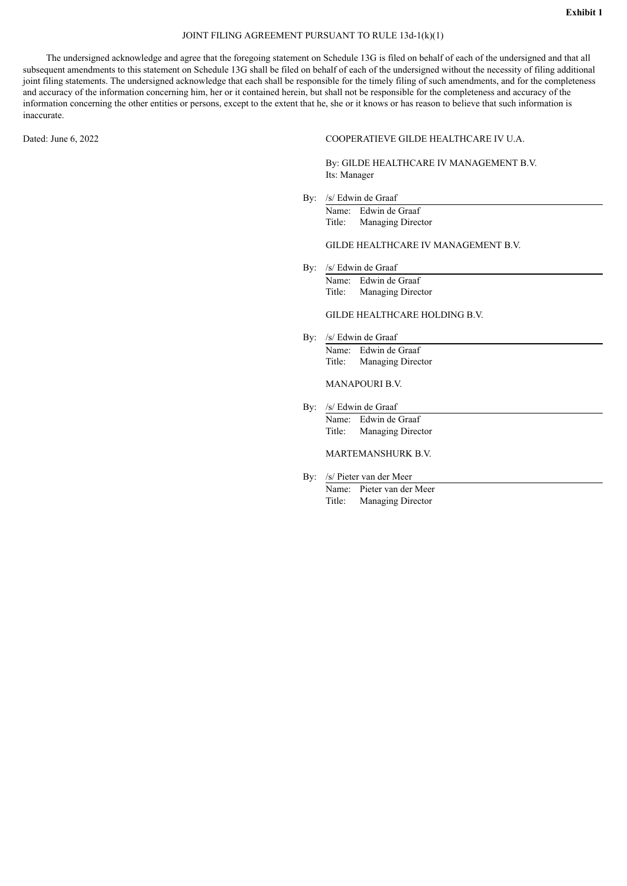**Exhibit 1**

JOINT FILING AGREEMENT PURSUANT TO RULE 13d-1(k)(1)

The undersigned acknowledge and agree that the foregoing statement on Schedule 13G is filed on behalf of each of the undersigned and that all subsequent amendments to this statement on Schedule 13G shall be filed on behalf of each of the undersigned without the necessity of filing additional joint filing statements. The undersigned acknowledge that each shall be responsible for the timely filing of such amendments, and for the completeness and accuracy of the information concerning him, her or it contained herein, but shall not be responsible for the completeness and accuracy of the information concerning the other entities or persons, except to the extent that he, she or it knows or has reason to believe that such information is inaccurate.

Dated: June 6, 2022

COOPERATIEVE GILDE HEALTHCARE IV U.A.

By: GILDE HEALTHCARE IV MANAGEMENT B.V.
Its: Manager

By: /s/ Edwin de Graaf
Name: Edwin de Graaf
Title: Managing Director

GILDE HEALTHCARE IV MANAGEMENT B.V.

By: /s/ Edwin de Graaf
Name: Edwin de Graaf
Title: Managing Director

GILDE HEALTHCARE HOLDING B.V.

By: /s/ Edwin de Graaf
Name: Edwin de Graaf
Title: Managing Director

MANAPOURI B.V.

By: /s/ Edwin de Graaf
Name: Edwin de Graaf
Title: Managing Director

MARTEMANSHURK B.V.

By: /s/ Pieter van der Meer
Name: Pieter van der Meer
Title: Managing Director